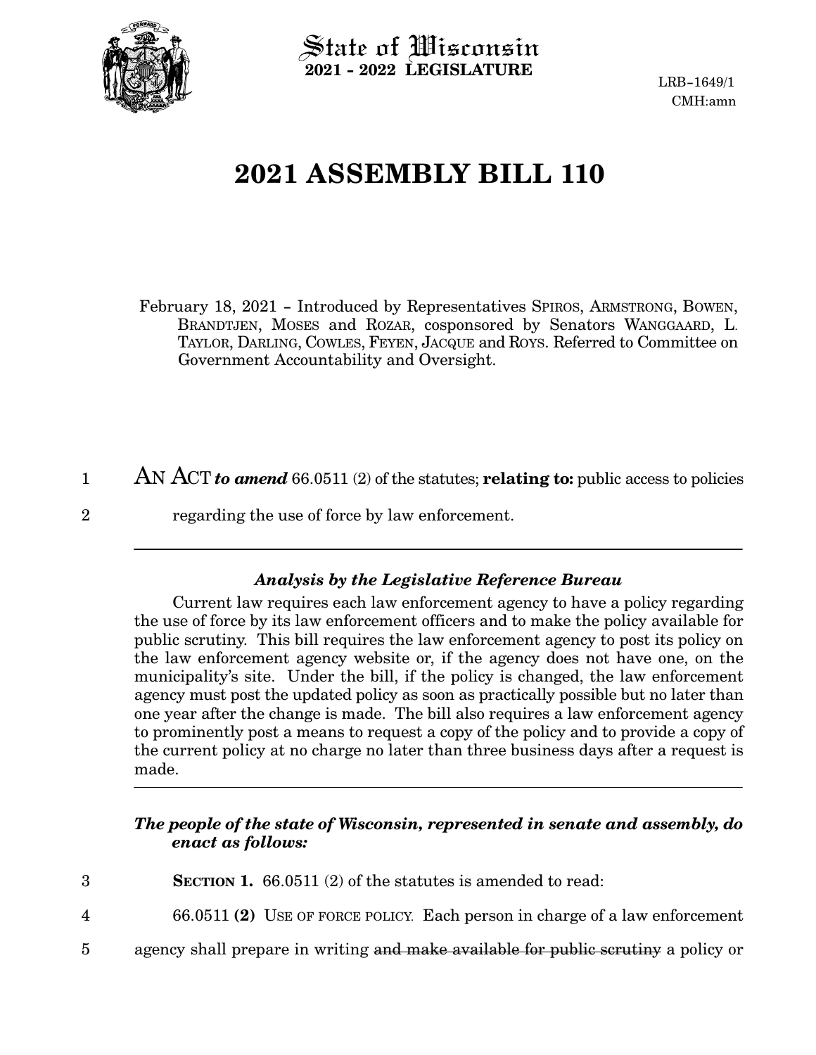State of Wisconsin
**2021 - 2022 LEGISLATURE**

LRB-1649/1
CMH:amn

# 2021 ASSEMBLY BILL 110

February 18, 2021 – Introduced by Representatives SPIROS, ARMSTRONG, BOWEN, BRANDTJEN, MOSES and ROZAR, cosponsored by Senators WANGGAARD, L. TAYLOR, DARLING, COWLES, FEYEN, JACQUE and ROYS. Referred to Committee on Government Accountability and Oversight.

1 AN ACT ***to amend*** 66.0511 (2) of the statutes; **relating to:** public access to policies
2 regarding the use of force by law enforcement.

---

### *Analysis by the Legislative Reference Bureau*

Current law requires each law enforcement agency to have a policy regarding the use of force by its law enforcement officers and to make the policy available for public scrutiny. This bill requires the law enforcement agency to post its policy on the law enforcement agency website or, if the agency does not have one, on the municipality's site. Under the bill, if the policy is changed, the law enforcement agency must post the updated policy as soon as practically possible but no later than one year after the change is made. The bill also requires a law enforcement agency to prominently post a means to request a copy of the policy and to provide a copy of the current policy at no charge no later than three business days after a request is made.

---

***The people of the state of Wisconsin, represented in senate and assembly, do enact as follows:***

3 **SECTION 1.** 66.0511 (2) of the statutes is amended to read:

4 66.0511 **(2)** USE OF FORCE POLICY. Each person in charge of a law enforcement
5 agency shall prepare in writing ~~and make available for public scrutiny~~ a policy or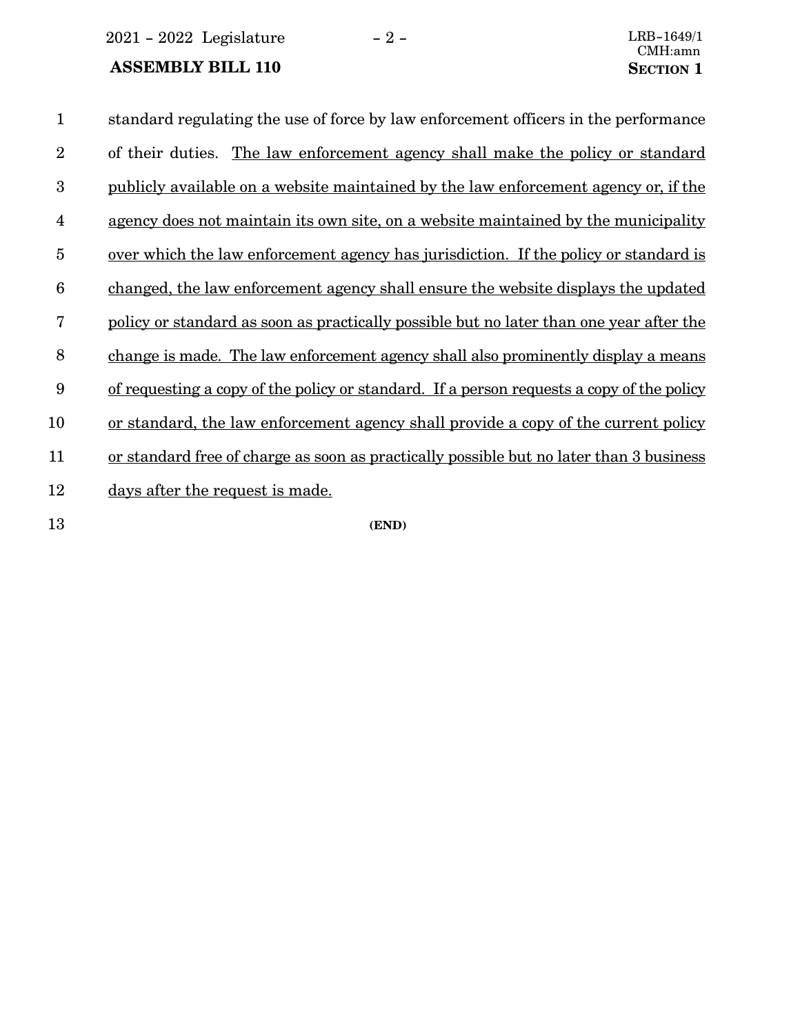standard regulating the use of force by law enforcement officers in the performance of their duties. <u>The law enforcement agency shall make the policy or standard publicly available on a website maintained by the law enforcement agency or, if the agency does not maintain its own site, on a website maintained by the municipality over which the law enforcement agency has jurisdiction. If the policy or standard is changed, the law enforcement agency shall ensure the website displays the updated policy or standard as soon as practically possible but no later than one year after the change is made. The law enforcement agency shall also prominently display a means of requesting a copy of the policy or standard. If a person requests a copy of the policy or standard, the law enforcement agency shall provide a copy of the current policy or standard free of charge as soon as practically possible but no later than 3 business days after the request is made.</u>

**(END)**